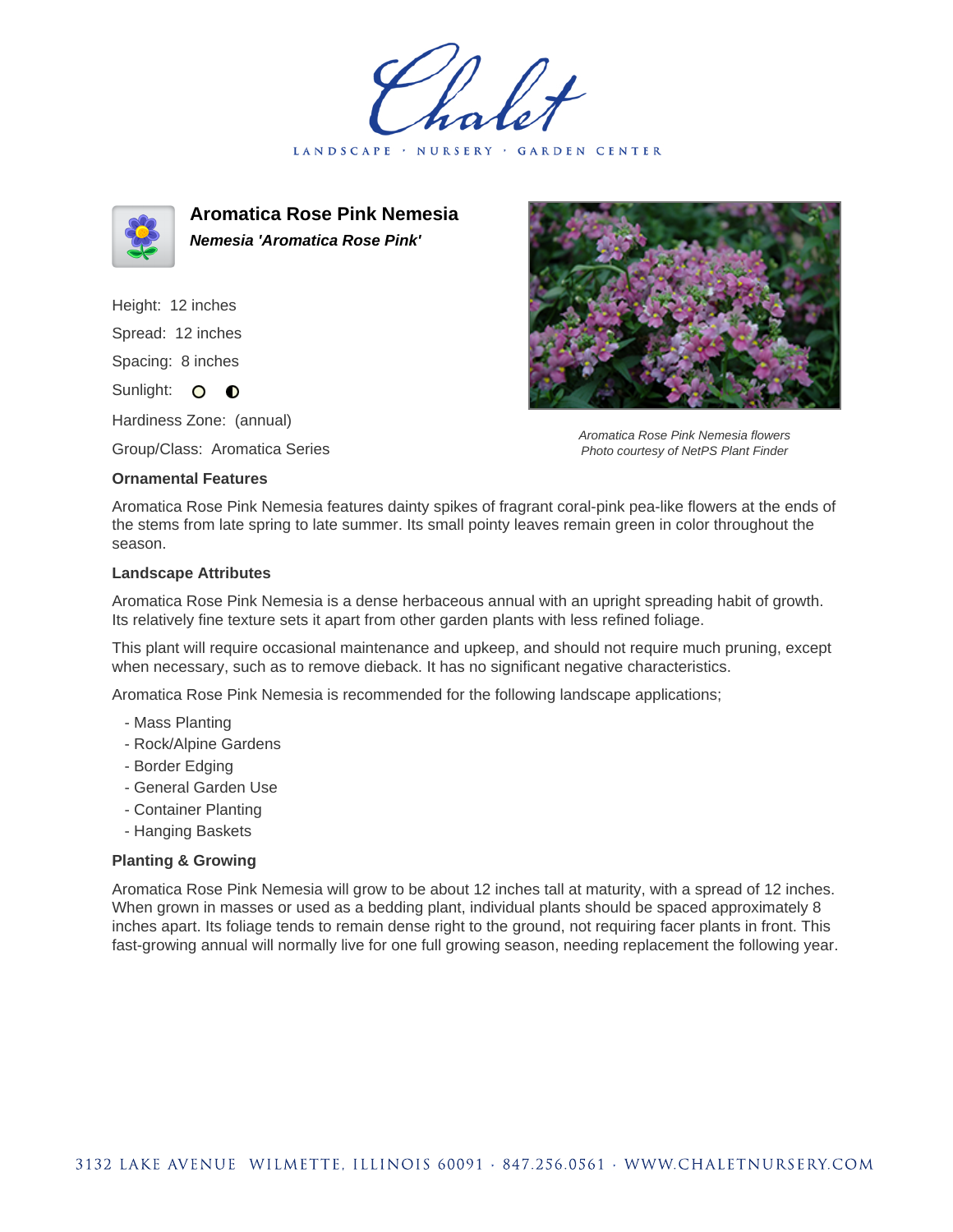Chalet

LANDSCAPE · NURSERY · GARDEN CENTER

# Aromatica Rose Pink Nemesia

***Nemesia 'Aromatica Rose Pink'***

Height: 12 inches

Spread: 12 inches

Spacing: 8 inches

Sunlight:

Hardiness Zone: (annual)

Group/Class: Aromatica Series

*Aromatica Rose Pink Nemesia flowers*
*Photo courtesy of NetPS Plant Finder*

### Ornamental Features

Aromatica Rose Pink Nemesia features dainty spikes of fragrant coral-pink pea-like flowers at the ends of the stems from late spring to late summer. Its small pointy leaves remain green in color throughout the season.

### Landscape Attributes

Aromatica Rose Pink Nemesia is a dense herbaceous annual with an upright spreading habit of growth. Its relatively fine texture sets it apart from other garden plants with less refined foliage.

This plant will require occasional maintenance and upkeep, and should not require much pruning, except when necessary, such as to remove dieback. It has no significant negative characteristics.

Aromatica Rose Pink Nemesia is recommended for the following landscape applications;

- Mass Planting
- Rock/Alpine Gardens
- Border Edging
- General Garden Use
- Container Planting
- Hanging Baskets

### Planting & Growing

Aromatica Rose Pink Nemesia will grow to be about 12 inches tall at maturity, with a spread of 12 inches. When grown in masses or used as a bedding plant, individual plants should be spaced approximately 8 inches apart. Its foliage tends to remain dense right to the ground, not requiring facer plants in front. This fast-growing annual will normally live for one full growing season, needing replacement the following year.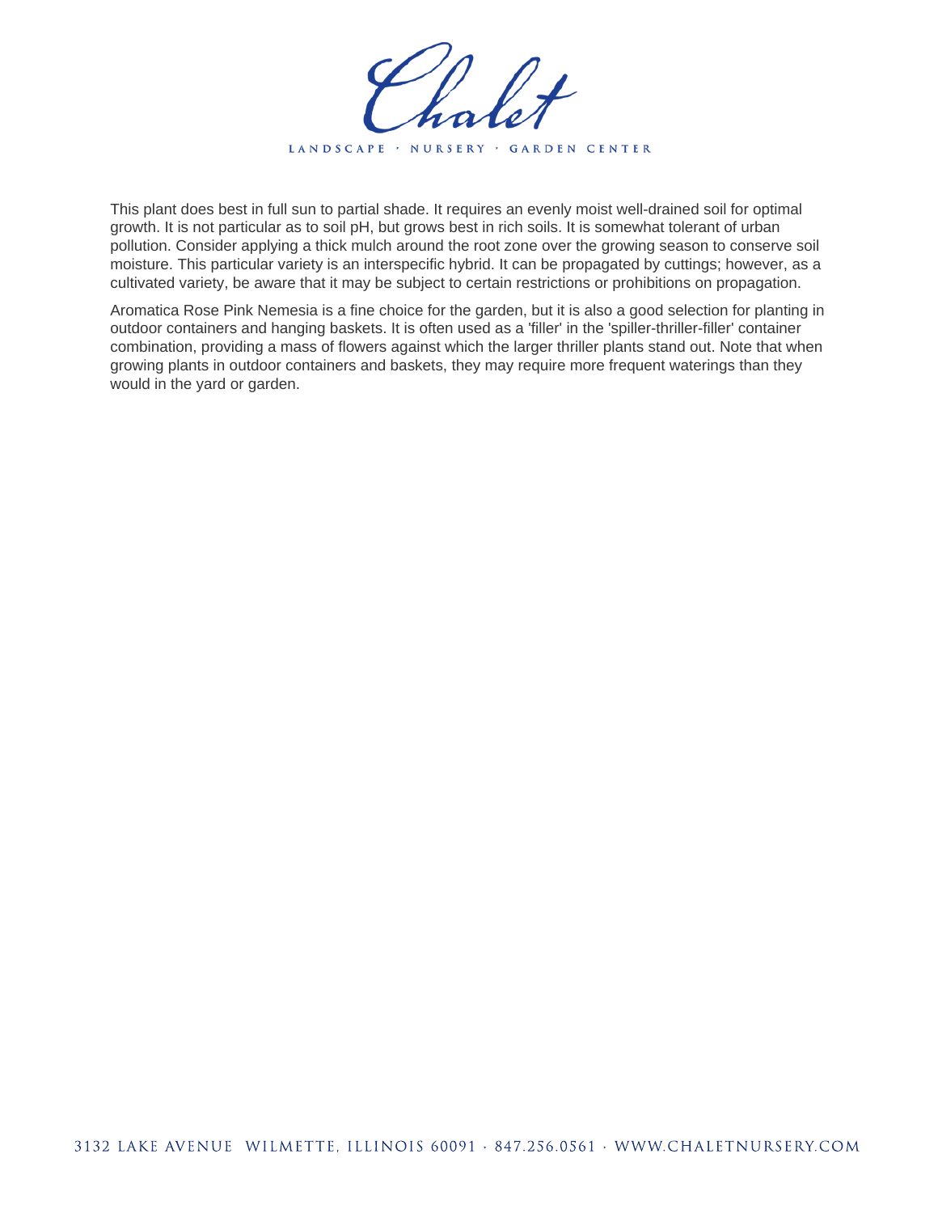This plant does best in full sun to partial shade. It requires an evenly moist well-drained soil for optimal growth. It is not particular as to soil pH, but grows best in rich soils. It is somewhat tolerant of urban pollution. Consider applying a thick mulch around the root zone over the growing season to conserve soil moisture. This particular variety is an interspecific hybrid. It can be propagated by cuttings; however, as a cultivated variety, be aware that it may be subject to certain restrictions or prohibitions on propagation.

Aromatica Rose Pink Nemesia is a fine choice for the garden, but it is also a good selection for planting in outdoor containers and hanging baskets. It is often used as a 'filler' in the 'spiller-thriller-filler' container combination, providing a mass of flowers against which the larger thriller plants stand out. Note that when growing plants in outdoor containers and baskets, they may require more frequent waterings than they would in the yard or garden.